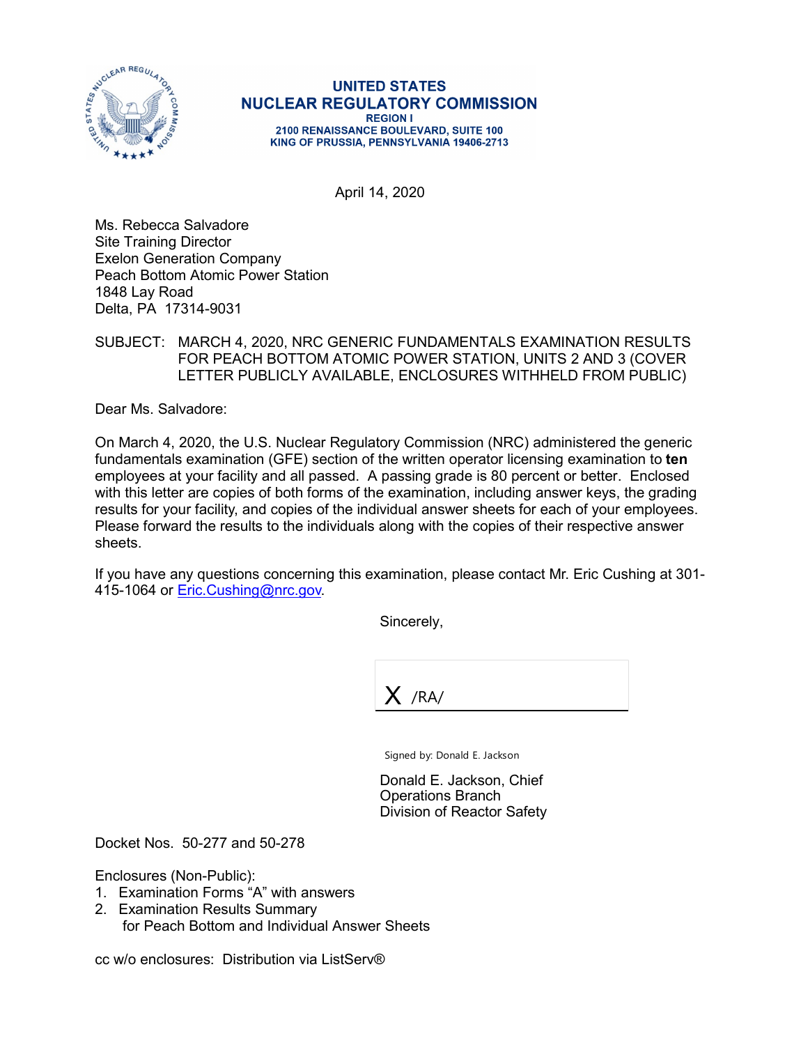**UNITED STATES**
**NUCLEAR REGULATORY COMMISSION**
**REGION I**
**2100 RENAISSANCE BOULEVARD, SUITE 100**
**KING OF PRUSSIA, PENNSYLVANIA 19406-2713**

April 14, 2020

Ms. Rebecca Salvadore
Site Training Director
Exelon Generation Company
Peach Bottom Atomic Power Station
1848 Lay Road
Delta, PA 17314-9031

SUBJECT: MARCH 4, 2020, NRC GENERIC FUNDAMENTALS EXAMINATION RESULTS FOR PEACH BOTTOM ATOMIC POWER STATION, UNITS 2 AND 3 (COVER LETTER PUBLICLY AVAILABLE, ENCLOSURES WITHHELD FROM PUBLIC)

Dear Ms. Salvadore:

On March 4, 2020, the U.S. Nuclear Regulatory Commission (NRC) administered the generic fundamentals examination (GFE) section of the written operator licensing examination to **ten** employees at your facility and all passed. A passing grade is 80 percent or better. Enclosed with this letter are copies of both forms of the examination, including answer keys, the grading results for your facility, and copies of the individual answer sheets for each of your employees. Please forward the results to the individuals along with the copies of their respective answer sheets.

If you have any questions concerning this examination, please contact Mr. Eric Cushing at 301-415-1064 or Eric.Cushing@nrc.gov.

Sincerely,

X /RA/

Signed by: Donald E. Jackson

Donald E. Jackson, Chief
Operations Branch
Division of Reactor Safety

Docket Nos. 50-277 and 50-278

Enclosures (Non-Public):
1. Examination Forms "A" with answers
2. Examination Results Summary for Peach Bottom and Individual Answer Sheets

cc w/o enclosures: Distribution via ListServ®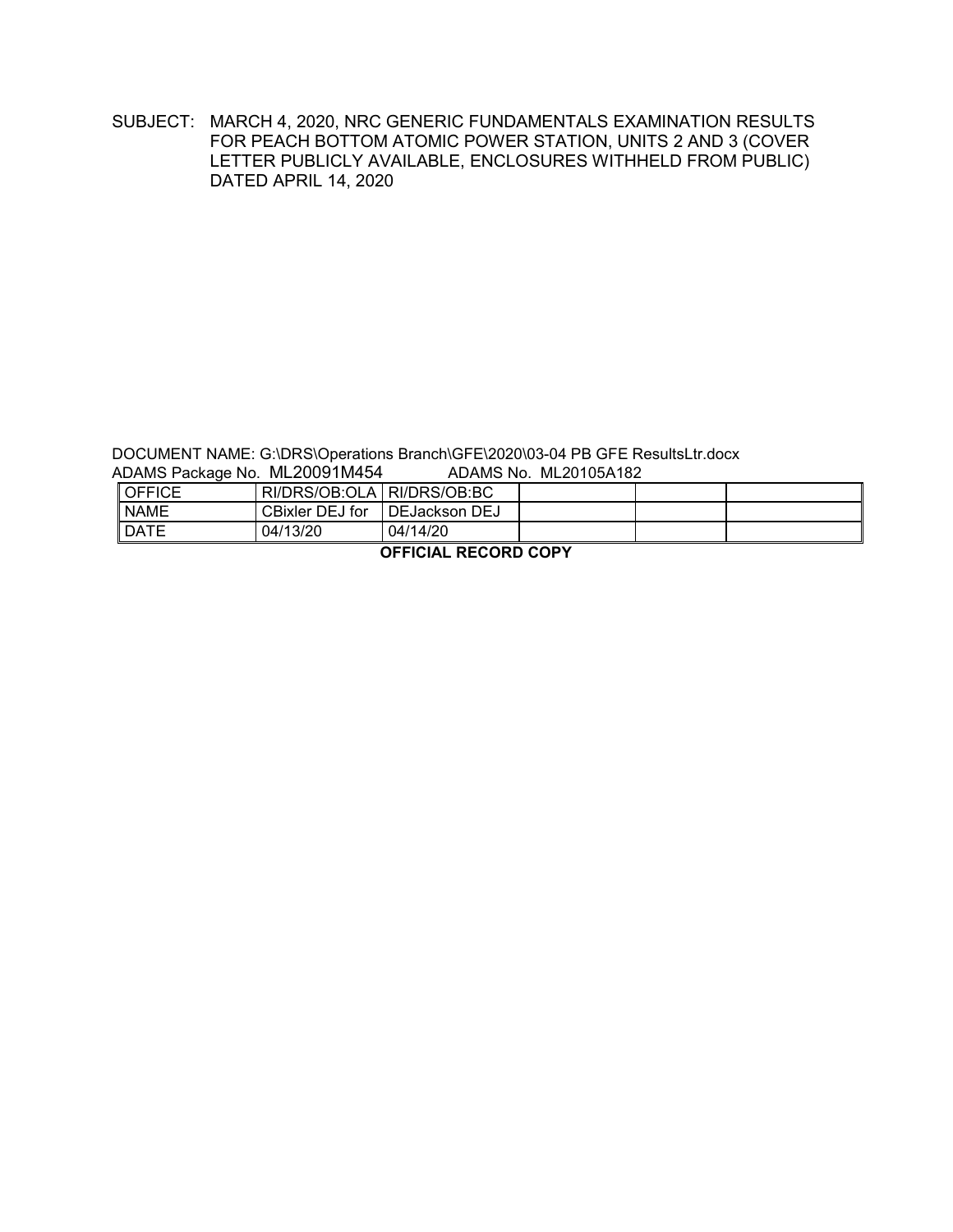SUBJECT: MARCH 4, 2020, NRC GENERIC FUNDAMENTALS EXAMINATION RESULTS FOR PEACH BOTTOM ATOMIC POWER STATION, UNITS 2 AND 3 (COVER LETTER PUBLICLY AVAILABLE, ENCLOSURES WITHHELD FROM PUBLIC) DATED APRIL 14, 2020

DOCUMENT NAME: G:\DRS\Operations Branch\GFE\2020\03-04 PB GFE ResultsLtr.docx

ADAMS Package No. ML20091M454 ADAMS No. ML20105A182

| OFFICE | RI/DRS/OB:OLA | RI/DRS/OB:BC | | | |
|---|---|---|---|---|---|
| NAME | CBixler DEJ for | DEJackson DEJ | | | |
| DATE | 04/13/20 | 04/14/20 | | | |

**OFFICIAL RECORD COPY**